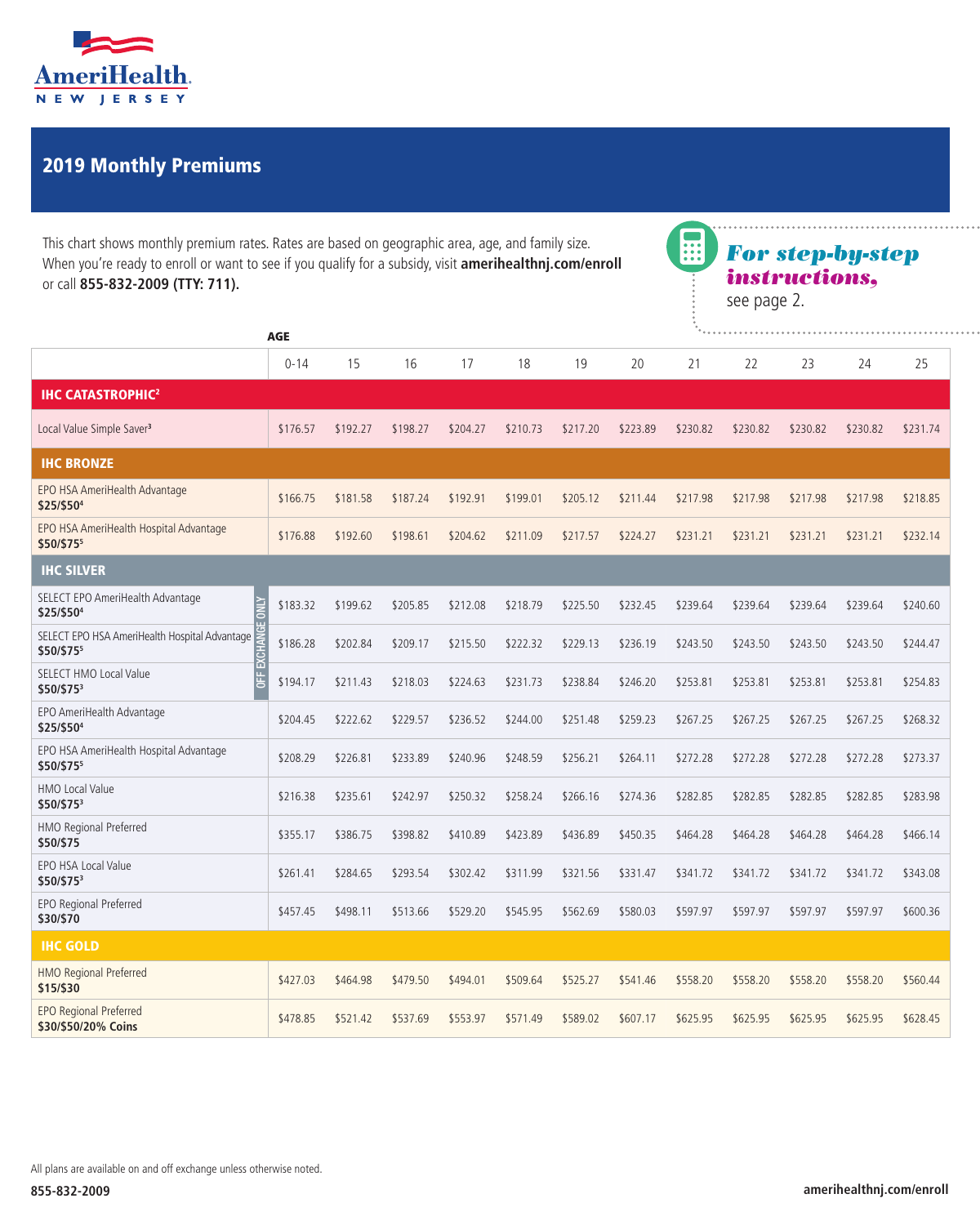AmeriHealth.
NEW JERSEY

# 2019 Monthly Premiums

This chart shows monthly premium rates. Rates are based on geographic area, age, and family size. When you're ready to enroll or want to see if you qualify for a subsidy, visit **amerihealthnj.com/enroll** or call **855-832-2009 (TTY: 711).**

***For step-by-step instructions,*** see page 2.

| AGE | 0-14 | 15 | 16 | 17 | 18 | 19 | 20 | 21 | 22 | 23 | 24 | 25 |
|---|---|---|---|---|---|---|---|---|---|---|---|---|
| **IHC CATASTROPHIC[2]** | | | | | | | | | | | | |
| Local Value Simple Saver[3] | $176.57 | $192.27 | $198.27 | $204.27 | $210.73 | $217.20 | $223.89 | $230.82 | $230.82 | $230.82 | $230.82 | $231.74 |
| **IHC BRONZE** | | | | | | | | | | | | |
| EPO HSA AmeriHealth Advantage **$25/$50[4]** | $166.75 | $181.58 | $187.24 | $192.91 | $199.01 | $205.12 | $211.44 | $217.98 | $217.98 | $217.98 | $217.98 | $218.85 |
| EPO HSA AmeriHealth Hospital Advantage **$50/$75[5]** | $176.88 | $192.60 | $198.61 | $204.62 | $211.09 | $217.57 | $224.27 | $231.21 | $231.21 | $231.21 | $231.21 | $232.14 |
| **IHC SILVER** | | | | | | | | | | | | |
| SELECT EPO AmeriHealth Advantage **$25/$50[4]** (OFF EXCHANGE ONLY) | $183.32 | $199.62 | $205.85 | $212.08 | $218.79 | $225.50 | $232.45 | $239.64 | $239.64 | $239.64 | $239.64 | $240.60 |
| SELECT EPO HSA AmeriHealth Hospital Advantage **$50/$75[5]** (OFF EXCHANGE ONLY) | $186.28 | $202.84 | $209.17 | $215.50 | $222.32 | $229.13 | $236.19 | $243.50 | $243.50 | $243.50 | $243.50 | $244.47 |
| SELECT HMO Local Value **$50/$75[3]** (OFF EXCHANGE ONLY) | $194.17 | $211.43 | $218.03 | $224.63 | $231.73 | $238.84 | $246.20 | $253.81 | $253.81 | $253.81 | $253.81 | $254.83 |
| EPO AmeriHealth Advantage **$25/$50[4]** | $204.45 | $222.62 | $229.57 | $236.52 | $244.00 | $251.48 | $259.23 | $267.25 | $267.25 | $267.25 | $267.25 | $268.32 |
| EPO HSA AmeriHealth Hospital Advantage **$50/$75[5]** | $208.29 | $226.81 | $233.89 | $240.96 | $248.59 | $256.21 | $264.11 | $272.28 | $272.28 | $272.28 | $272.28 | $273.37 |
| HMO Local Value **$50/$75[3]** | $216.38 | $235.61 | $242.97 | $250.32 | $258.24 | $266.16 | $274.36 | $282.85 | $282.85 | $282.85 | $282.85 | $283.98 |
| HMO Regional Preferred **$50/$75** | $355.17 | $386.75 | $398.82 | $410.89 | $423.89 | $436.89 | $450.35 | $464.28 | $464.28 | $464.28 | $464.28 | $466.14 |
| EPO HSA Local Value **$50/$75[3]** | $261.41 | $284.65 | $293.54 | $302.42 | $311.99 | $321.56 | $331.47 | $341.72 | $341.72 | $341.72 | $341.72 | $343.08 |
| EPO Regional Preferred **$30/$70** | $457.45 | $498.11 | $513.66 | $529.20 | $545.95 | $562.69 | $580.03 | $597.97 | $597.97 | $597.97 | $597.97 | $600.36 |
| **IHC GOLD** | | | | | | | | | | | | |
| HMO Regional Preferred **$15/$30** | $427.03 | $464.98 | $479.50 | $494.01 | $509.64 | $525.27 | $541.46 | $558.20 | $558.20 | $558.20 | $558.20 | $560.44 |
| EPO Regional Preferred **$30/$50/20% Coins** | $478.85 | $521.42 | $537.69 | $553.97 | $571.49 | $589.02 | $607.17 | $625.95 | $625.95 | $625.95 | $625.95 | $628.45 |

All plans are available on and off exchange unless otherwise noted.

**855-832-2009** **amerihealthnj.com/enroll**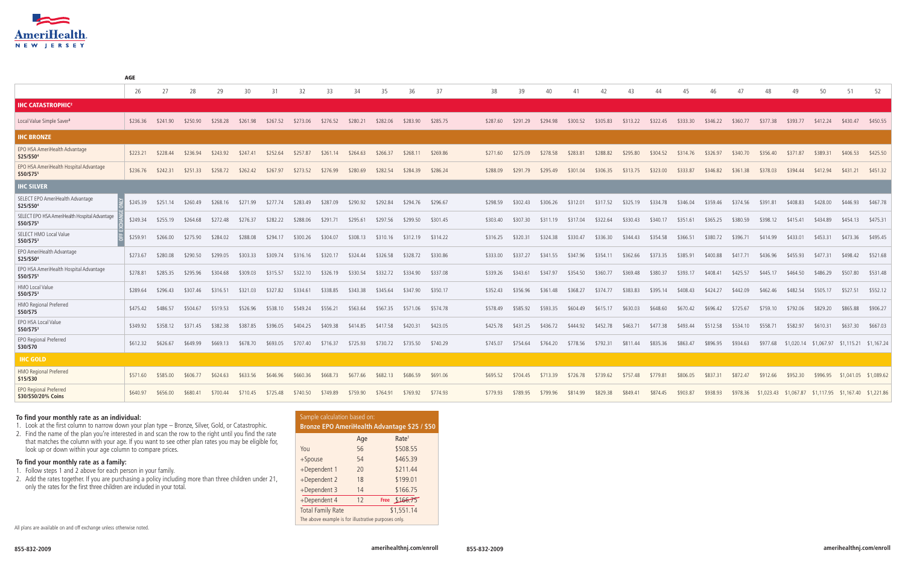| | AGE | | | | | | | | | | | | | | | | | | | | | | | | | | |
|---|---|---|---|---|---|---|---|---|---|---|---|---|---|---|---|---|---|---|---|---|---|---|---|---|---|---|---|
| | 26 | 27 | 28 | 29 | 30 | 31 | 32 | 33 | 34 | 35 | 36 | 37 | 38 | 39 | 40 | 41 | 42 | 43 | 44 | 45 | 46 | 47 | 48 | 49 | 50 | 51 | 52 |
| **IHC CATASTROPHIC[2]** | | | | | | | | | | | | | | | | | | | | | | | | | | | |
| Local Value Simple Saver[3] | $236.36 | $241.90 | $250.90 | $258.28 | $261.98 | $267.52 | $273.06 | $276.52 | $280.21 | $282.06 | $283.90 | $285.75 | $287.60 | $291.29 | $294.98 | $300.52 | $305.83 | $313.22 | $322.45 | $333.30 | $346.22 | $360.77 | $377.38 | $393.77 | $412.24 | $430.47 | $450.55 |
| **IHC BRONZE** | | | | | | | | | | | | | | | | | | | | | | | | | | | |
| EPO HSA AmeriHealth Advantage **$25/$50[4]** | $223.21 | $228.44 | $236.94 | $243.92 | $247.41 | $252.64 | $257.87 | $261.14 | $264.63 | $266.37 | $268.11 | $269.86 | $271.60 | $275.09 | $278.58 | $283.81 | $288.82 | $295.80 | $304.52 | $314.76 | $326.97 | $340.70 | $356.40 | $371.87 | $389.31 | $406.53 | $425.50 |
| EPO HSA AmeriHealth Hospital Advantage **$50/$75[5]** | $236.76 | $242.31 | $251.33 | $258.72 | $262.42 | $267.97 | $273.52 | $276.99 | $280.69 | $282.54 | $284.39 | $286.24 | $288.09 | $291.79 | $295.49 | $301.04 | $306.35 | $313.75 | $323.00 | $333.87 | $346.82 | $361.38 | $378.03 | $394.44 | $412.94 | $431.21 | $451.32 |
| **IHC SILVER** | | | | | | | | | | | | | | | | | | | | | | | | | | | |
| SELECT EPO AmeriHealth Advantage **$25/$50[4]** (OFF EXCHANGE ONLY) | $245.39 | $251.14 | $260.49 | $268.16 | $271.99 | $277.74 | $283.49 | $287.09 | $290.92 | $292.84 | $294.76 | $296.67 | $298.59 | $302.43 | $306.26 | $312.01 | $317.52 | $325.19 | $334.78 | $346.04 | $359.46 | $374.56 | $391.81 | $408.83 | $428.00 | $446.93 | $467.78 |
| SELECT EPO HSA AmeriHealth Hospital Advantage **$50/$75[5]** (OFF EXCHANGE ONLY) | $249.34 | $255.19 | $264.68 | $272.48 | $276.37 | $282.22 | $288.06 | $291.71 | $295.61 | $297.56 | $299.50 | $301.45 | $303.40 | $307.30 | $311.19 | $317.04 | $322.64 | $330.43 | $340.17 | $351.61 | $365.25 | $380.59 | $398.12 | $415.41 | $434.89 | $454.13 | $475.31 |
| SELECT HMO Local Value **$50/$75[3]** (OFF EXCHANGE ONLY) | $259.91 | $266.00 | $275.90 | $284.02 | $288.08 | $294.17 | $300.26 | $304.07 | $308.13 | $310.16 | $312.19 | $314.22 | $316.25 | $320.31 | $324.38 | $330.47 | $336.30 | $344.43 | $354.58 | $366.51 | $380.72 | $396.71 | $414.99 | $433.01 | $453.31 | $473.36 | $495.45 |
| EPO AmeriHealth Advantage **$25/$50[4]** | $273.67 | $280.08 | $290.50 | $299.05 | $303.33 | $309.74 | $316.16 | $320.17 | $324.44 | $326.58 | $328.72 | $330.86 | $333.00 | $337.27 | $341.55 | $347.96 | $354.11 | $362.66 | $373.35 | $385.91 | $400.88 | $417.71 | $436.96 | $455.93 | $477.31 | $498.42 | $521.68 |
| EPO HSA AmeriHealth Hospital Advantage **$50/$75[5]** | $278.81 | $285.35 | $295.96 | $304.68 | $309.03 | $315.57 | $322.10 | $326.19 | $330.54 | $332.72 | $334.90 | $337.08 | $339.26 | $343.61 | $347.97 | $354.50 | $360.77 | $369.48 | $380.37 | $393.17 | $408.41 | $425.57 | $445.17 | $464.50 | $486.29 | $507.80 | $531.48 |
| HMO Local Value **$50/$75[3]** | $289.64 | $296.43 | $307.46 | $316.51 | $321.03 | $327.82 | $334.61 | $338.85 | $343.38 | $345.64 | $347.90 | $350.17 | $352.43 | $356.96 | $361.48 | $368.27 | $374.77 | $383.83 | $395.14 | $408.43 | $424.27 | $442.09 | $462.46 | $482.54 | $505.17 | $527.51 | $552.12 |
| HMO Regional Preferred **$50/$75** | $475.42 | $486.57 | $504.67 | $519.53 | $526.96 | $538.10 | $549.24 | $556.21 | $563.64 | $567.35 | $571.06 | $574.78 | $578.49 | $585.92 | $593.35 | $604.49 | $615.17 | $630.03 | $648.60 | $670.42 | $696.42 | $725.67 | $759.10 | $792.06 | $829.20 | $865.88 | $906.27 |
| EPO HSA Local Value **$50/$75[3]** | $349.92 | $358.12 | $371.45 | $382.38 | $387.85 | $396.05 | $404.25 | $409.38 | $414.85 | $417.58 | $420.31 | $423.05 | $425.78 | $431.25 | $436.72 | $444.92 | $452.78 | $463.71 | $477.38 | $493.44 | $512.58 | $534.10 | $558.71 | $582.97 | $610.31 | $637.30 | $667.03 |
| EPO Regional Preferred **$30/$70** | $612.32 | $626.67 | $649.99 | $669.13 | $678.70 | $693.05 | $707.40 | $716.37 | $725.93 | $730.72 | $735.50 | $740.29 | $745.07 | $754.64 | $764.20 | $778.56 | $792.31 | $811.44 | $835.36 | $863.47 | $896.95 | $934.63 | $977.68 | $1,020.14 | $1,067.97 | $1,115.21 | $1,167.24 |
| **IHC GOLD** | | | | | | | | | | | | | | | | | | | | | | | | | | | |
| HMO Regional Preferred **$15/$30** | $571.60 | $585.00 | $606.77 | $624.63 | $633.56 | $646.96 | $660.36 | $668.73 | $677.66 | $682.13 | $686.59 | $691.06 | $695.52 | $704.45 | $713.39 | $726.78 | $739.62 | $757.48 | $779.81 | $806.05 | $837.31 | $872.47 | $912.66 | $952.30 | $996.95 | $1,041.05 | $1,089.62 |
| EPO Regional Preferred **$30/$50/20% Coins** | $640.97 | $656.00 | $680.41 | $700.44 | $710.45 | $725.48 | $740.50 | $749.89 | $759.90 | $764.91 | $769.92 | $774.93 | $779.93 | $789.95 | $799.96 | $814.99 | $829.38 | $849.41 | $874.45 | $903.87 | $938.93 | $978.36 | $1,023.43 | $1,067.87 | $1,117.95 | $1,167.40 | $1,221.86 |

### To find your monthly rate as an individual:

1. Look at the first column to narrow down your plan type – Bronze, Silver, Gold, or Catastrophic.
2. Find the name of the plan you're interested in and scan the row to the right until you find the rate that matches the column with your age. If you want to see other plan rates you may be eligible for, look up or down within your age column to compare prices.

### To find your monthly rate as a family:

1. Follow steps 1 and 2 above for each person in your family.
2. Add the rates together. If you are purchasing a policy including more than three children under 21, only the rates for the first three children are included in your total.

**Sample calculation based on: Bronze EPO AmeriHealth Advantage $25 / $50**

| | Age | Rate[1] |
|---|---|---|
| You | 56 | $508.55 |
| +Spouse | 54 | $465.39 |
| +Dependent 1 | 20 | $211.44 |
| +Dependent 2 | 18 | $199.01 |
| +Dependent 3 | 14 | $166.75 |
| +Dependent 4 | 12 | Free ~~$166.75~~ |
| Total Family Rate | | $1,551.14 |

The above example is for illustrative purposes only.

All plans are available on and off exchange unless otherwise noted.

855-832-2009 amerihealthnj.com/enroll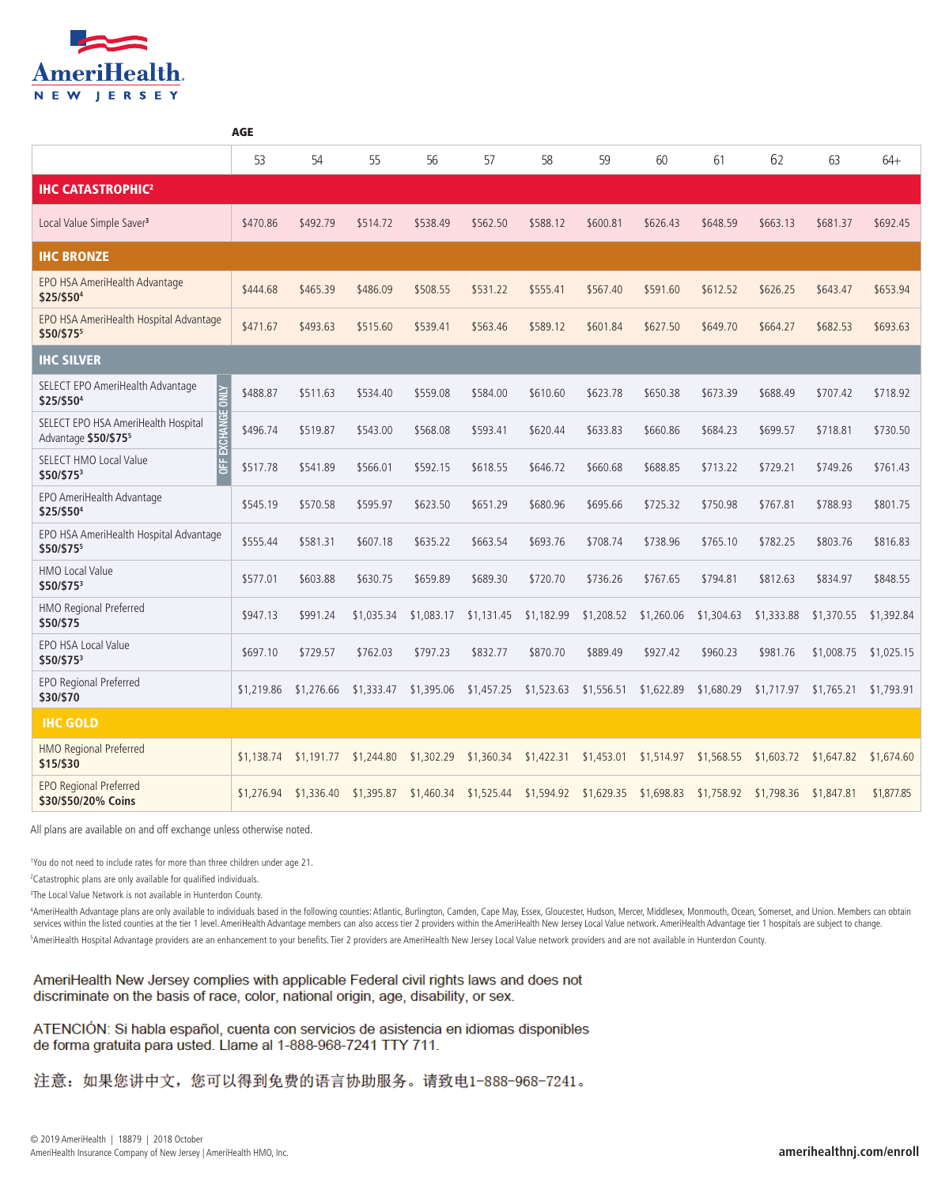AmeriHealth NEW JERSEY

| AGE | 53 | 54 | 55 | 56 | 57 | 58 | 59 | 60 | 61 | 62 | 63 | 64+ |
|---|---|---|---|---|---|---|---|---|---|---|---|---|
| **IHC CATASTROPHIC**[2] | | | | | | | | | | | | |
| Local Value Simple Saver[3] | $470.86 | $492.79 | $514.72 | $538.49 | $562.50 | $588.12 | $600.81 | $626.43 | $648.59 | $663.13 | $681.37 | $692.45 |
| **IHC BRONZE** | | | | | | | | | | | | |
| EPO HSA AmeriHealth Advantage **$25/$50**[4] | $444.68 | $465.39 | $486.09 | $508.55 | $531.22 | $555.41 | $567.40 | $591.60 | $612.52 | $626.25 | $643.47 | $653.94 |
| EPO HSA AmeriHealth Hospital Advantage **$50/$75**[5] | $471.67 | $493.63 | $515.60 | $539.41 | $563.46 | $589.12 | $601.84 | $627.50 | $649.70 | $664.27 | $682.53 | $693.63 |
| **IHC SILVER** | | | | | | | | | | | | |
| SELECT EPO AmeriHealth Advantage **$25/$50**[4] (OFF EXCHANGE ONLY) | $488.87 | $511.63 | $534.40 | $559.08 | $584.00 | $610.60 | $623.78 | $650.38 | $673.39 | $688.49 | $707.42 | $718.92 |
| SELECT EPO HSA AmeriHealth Hospital Advantage **$50/$75**[5] (OFF EXCHANGE ONLY) | $496.74 | $519.87 | $543.00 | $568.08 | $593.41 | $620.44 | $633.83 | $660.86 | $684.23 | $699.57 | $718.81 | $730.50 |
| SELECT HMO Local Value **$50/$75**[3] (OFF EXCHANGE ONLY) | $517.78 | $541.89 | $566.01 | $592.15 | $618.55 | $646.72 | $660.68 | $688.85 | $713.22 | $729.21 | $749.26 | $761.43 |
| EPO AmeriHealth Advantage **$25/$50**[4] | $545.19 | $570.58 | $595.97 | $623.50 | $651.29 | $680.96 | $695.66 | $725.32 | $750.98 | $767.81 | $788.93 | $801.75 |
| EPO HSA AmeriHealth Hospital Advantage **$50/$75**[5] | $555.44 | $581.31 | $607.18 | $635.22 | $663.54 | $693.76 | $708.74 | $738.96 | $765.10 | $782.25 | $803.76 | $816.83 |
| HMO Local Value **$50/$75**[3] | $577.01 | $603.88 | $630.75 | $659.89 | $689.30 | $720.70 | $736.26 | $767.65 | $794.81 | $812.63 | $834.97 | $848.55 |
| HMO Regional Preferred **$50/$75** | $947.13 | $991.24 | $1,035.34 | $1,083.17 | $1,131.45 | $1,182.99 | $1,208.52 | $1,260.06 | $1,304.63 | $1,333.88 | $1,370.55 | $1,392.84 |
| EPO HSA Local Value **$50/$75**[3] | $697.10 | $729.57 | $762.03 | $797.23 | $832.77 | $870.70 | $889.49 | $927.42 | $960.23 | $981.76 | $1,008.75 | $1,025.15 |
| EPO Regional Preferred **$30/$70** | $1,219.86 | $1,276.66 | $1,333.47 | $1,395.06 | $1,457.25 | $1,523.63 | $1,556.51 | $1,622.89 | $1,680.29 | $1,717.97 | $1,765.21 | $1,793.91 |
| **IHC GOLD** | | | | | | | | | | | | |
| HMO Regional Preferred **$15/$30** | $1,138.74 | $1,191.77 | $1,244.80 | $1,302.29 | $1,360.34 | $1,422.31 | $1,453.01 | $1,514.97 | $1,568.55 | $1,603.72 | $1,647.82 | $1,674.60 |
| EPO Regional Preferred **$30/$50/20% Coins** | $1,276.94 | $1,336.40 | $1,395.87 | $1,460.34 | $1,525.44 | $1,594.92 | $1,629.35 | $1,698.83 | $1,758.92 | $1,798.36 | $1,847.81 | $1,877.85 |

All plans are available on and off exchange unless otherwise noted.

[1]You do not need to include rates for more than three children under age 21.

[2]Catastrophic plans are only available for qualified individuals.

[3]The Local Value Network is not available in Hunterdon County.

[4]AmeriHealth Advantage plans are only available to individuals based in the following counties: Atlantic, Burlington, Camden, Cape May, Essex, Gloucester, Hudson, Mercer, Middlesex, Monmouth, Ocean, Somerset, and Union. Members can obtain services within the listed counties at the tier 1 level. AmeriHealth Advantage members can also access tier 2 providers within the AmeriHealth New Jersey Local Value network. AmeriHealth Advantage tier 1 hospitals are subject to change.

[5]AmeriHealth Hospital Advantage providers are an enhancement to your benefits. Tier 2 providers are AmeriHealth New Jersey Local Value network providers and are not available in Hunterdon County.

AmeriHealth New Jersey complies with applicable Federal civil rights laws and does not discriminate on the basis of race, color, national origin, age, disability, or sex.

ATENCIÓN: Si habla español, cuenta con servicios de asistencia en idiomas disponibles de forma gratuita para usted. Llame al 1-888-968-7241 TTY 711.

注意：如果您讲中文，您可以得到免费的语言协助服务。请致电1-888-968-7241。

© 2019 AmeriHealth | 18879 | 2018 October
AmeriHealth Insurance Company of New Jersey | AmeriHealth HMO, Inc.

amerihealthnj.com/enroll